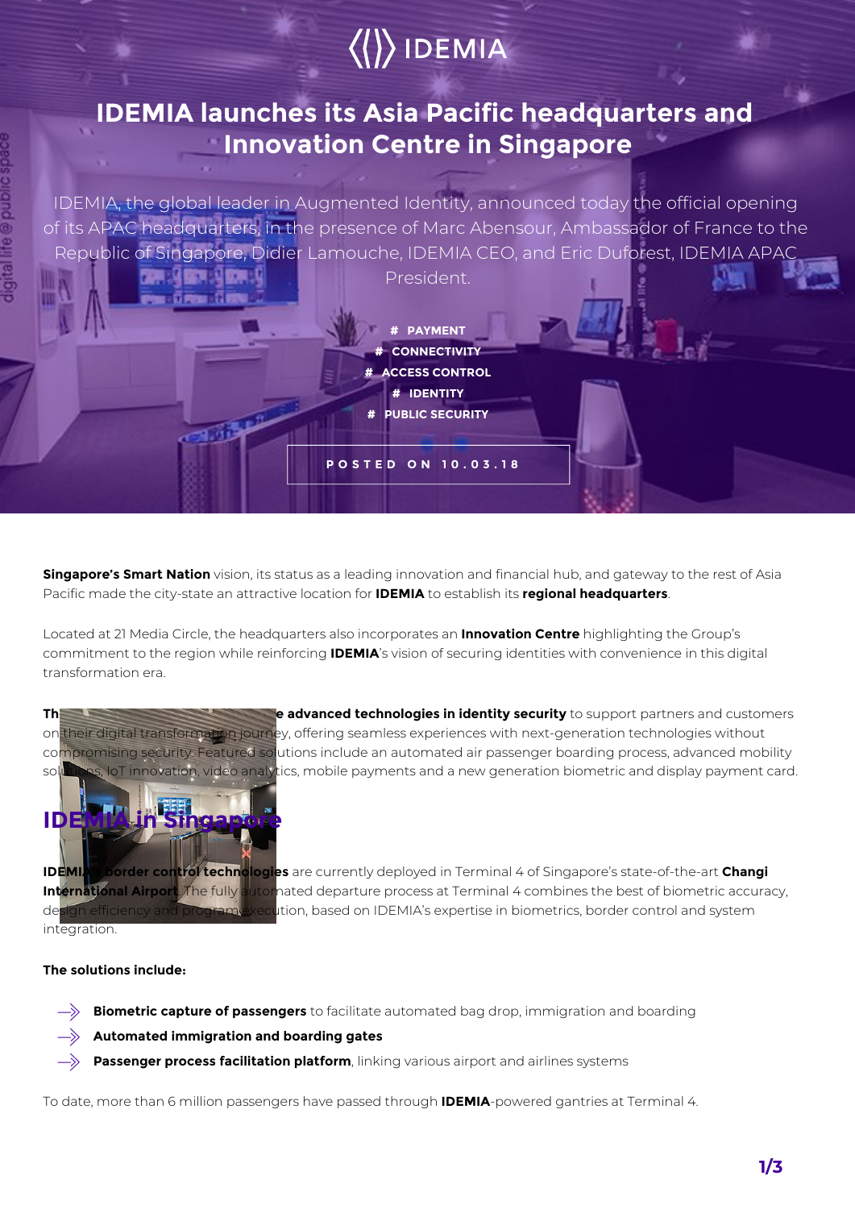IDEMIA

# IDEMIA launches its Asia Pacific headquarters and Innovation Centre in Singapore

IDEMIA, the global leader in Augmented Identity, announced today the official opening of its APAC headquarters, in the presence of Marc Abensour, Ambassador of France to the Republic of Singapore, Didier Lamouche, IDEMIA CEO, and Eric Duforest, IDEMIA APAC President.

# PAYMENT
# CONNECTIVITY
# ACCESS CONTROL
# IDENTITY
# PUBLIC SECURITY

POSTED ON 10.03.18

**Singapore's Smart Nation** vision, its status as a leading innovation and financial hub, and gateway to the rest of Asia Pacific made the city-state an attractive location for **IDEMIA** to establish its **regional headquarters**.

Located at 21 Media Circle, the headquarters also incorporates an **Innovation Centre** highlighting the Group's commitment to the region while reinforcing **IDEMIA**'s vision of securing identities with convenience in this digital transformation era.

**Th**... **e advanced technologies in identity security** to support partners and customers on their digital transformation journey, offering seamless experiences with next-generation technologies without compromising security. Featured solutions include an automated air passenger boarding process, advanced mobility solutions, IoT innovation, video analytics, mobile payments and a new generation biometric and display payment card.

## IDEMIA in Singapore

**IDEMIA's border control technologies** are currently deployed in Terminal 4 of Singapore's state-of-the-art **Changi International Airport**. The fully automated departure process at Terminal 4 combines the best of biometric accuracy, design efficiency and program execution, based on IDEMIA's expertise in biometrics, border control and system integration.

**The solutions include:**

- **Biometric capture of passengers** to facilitate automated bag drop, immigration and boarding
- **Automated immigration and boarding gates**
- **Passenger process facilitation platform**, linking various airport and airlines systems

To date, more than 6 million passengers have passed through **IDEMIA**-powered gantries at Terminal 4.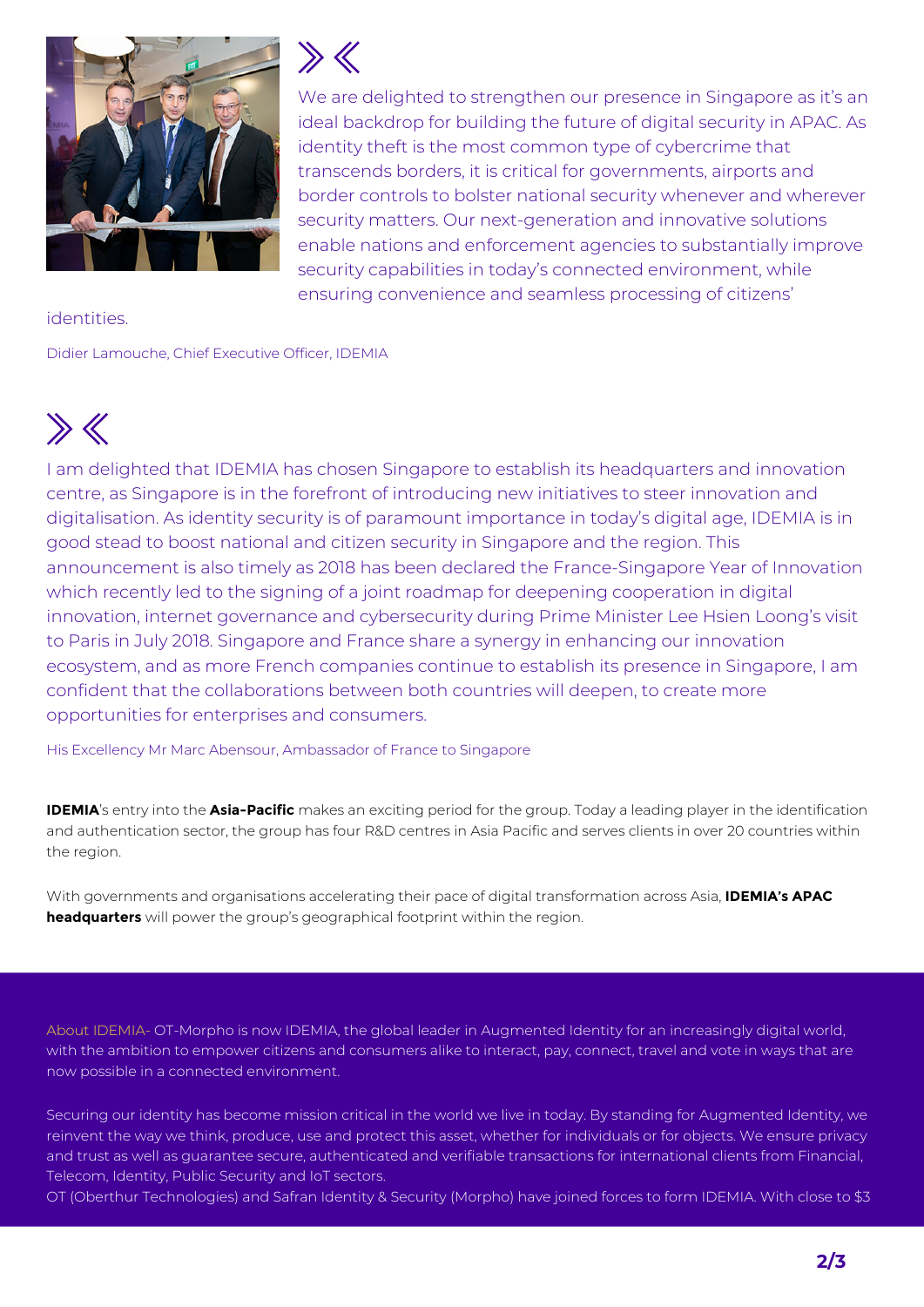»«

We are delighted to strengthen our presence in Singapore as it's an ideal backdrop for building the future of digital security in APAC. As identity theft is the most common type of cybercrime that transcends borders, it is critical for governments, airports and border controls to bolster national security whenever and wherever security matters. Our next-generation and innovative solutions enable nations and enforcement agencies to substantially improve security capabilities in today's connected environment, while ensuring convenience and seamless processing of citizens' identities.

Didier Lamouche, Chief Executive Officer, IDEMIA

»«

I am delighted that IDEMIA has chosen Singapore to establish its headquarters and innovation centre, as Singapore is in the forefront of introducing new initiatives to steer innovation and digitalisation. As identity security is of paramount importance in today's digital age, IDEMIA is in good stead to boost national and citizen security in Singapore and the region. This announcement is also timely as 2018 has been declared the France-Singapore Year of Innovation which recently led to the signing of a joint roadmap for deepening cooperation in digital innovation, internet governance and cybersecurity during Prime Minister Lee Hsien Loong's visit to Paris in July 2018. Singapore and France share a synergy in enhancing our innovation ecosystem, and as more French companies continue to establish its presence in Singapore, I am confident that the collaborations between both countries will deepen, to create more opportunities for enterprises and consumers.

His Excellency Mr Marc Abensour, Ambassador of France to Singapore

**IDEMIA**'s entry into the **Asia-Pacific** makes an exciting period for the group. Today a leading player in the identification and authentication sector, the group has four R&D centres in Asia Pacific and serves clients in over 20 countries within the region.

With governments and organisations accelerating their pace of digital transformation across Asia, **IDEMIA's APAC headquarters** will power the group's geographical footprint within the region.

About IDEMIA- OT-Morpho is now IDEMIA, the global leader in Augmented Identity for an increasingly digital world, with the ambition to empower citizens and consumers alike to interact, pay, connect, travel and vote in ways that are now possible in a connected environment.

Securing our identity has become mission critical in the world we live in today. By standing for Augmented Identity, we reinvent the way we think, produce, use and protect this asset, whether for individuals or for objects. We ensure privacy and trust as well as guarantee secure, authenticated and verifiable transactions for international clients from Financial, Telecom, Identity, Public Security and IoT sectors.
OT (Oberthur Technologies) and Safran Identity & Security (Morpho) have joined forces to form IDEMIA. With close to $3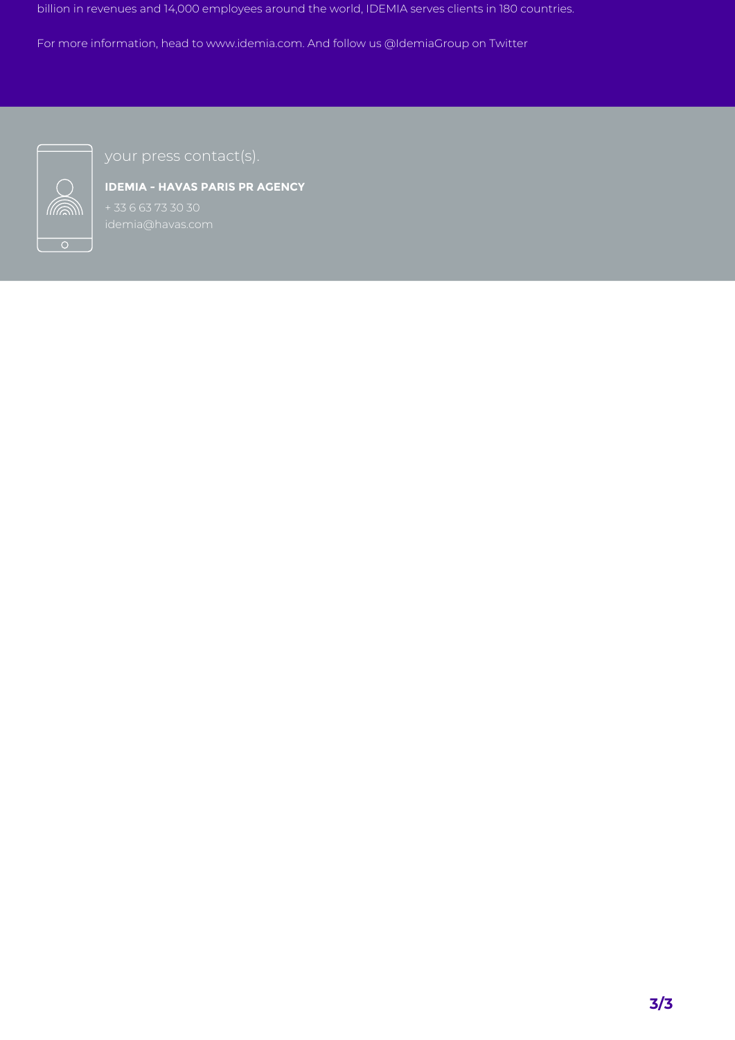billion in revenues and 14,000 employees around the world, IDEMIA serves clients in 180 countries.

For more information, head to www.idemia.com. And follow us @IdemiaGroup on Twitter

your press contact(s).

**IDEMIA - HAVAS PARIS PR AGENCY**

+ 33 6 63 73 30 30

idemia@havas.com